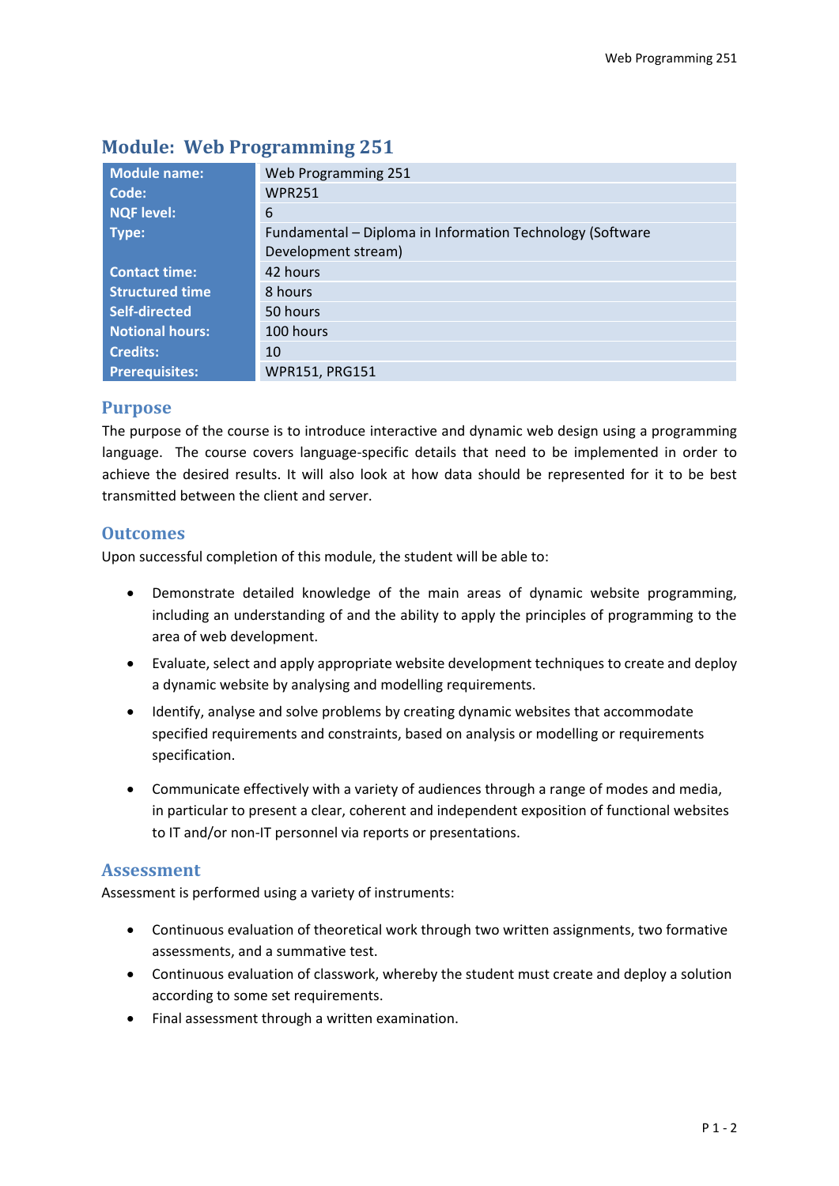# Module: Web Programming 251

| Module name: | Web Programming 251 |
|---|---|
| Code: | WPR251 |
| NQF level: | 6 |
| Type: | Fundamental – Diploma in Information Technology (Software Development stream) |
| Contact time: | 42 hours |
| Structured time | 8 hours |
| Self-directed | 50 hours |
| Notional hours: | 100 hours |
| Credits: | 10 |
| Prerequisites: | WPR151, PRG151 |

## Purpose

The purpose of the course is to introduce interactive and dynamic web design using a programming language. The course covers language-specific details that need to be implemented in order to achieve the desired results. It will also look at how data should be represented for it to be best transmitted between the client and server.

## Outcomes

Upon successful completion of this module, the student will be able to:

- Demonstrate detailed knowledge of the main areas of dynamic website programming, including an understanding of and the ability to apply the principles of programming to the area of web development.
- Evaluate, select and apply appropriate website development techniques to create and deploy a dynamic website by analysing and modelling requirements.
- Identify, analyse and solve problems by creating dynamic websites that accommodate specified requirements and constraints, based on analysis or modelling or requirements specification.
- Communicate effectively with a variety of audiences through a range of modes and media, in particular to present a clear, coherent and independent exposition of functional websites to IT and/or non-IT personnel via reports or presentations.

## Assessment

Assessment is performed using a variety of instruments:

- Continuous evaluation of theoretical work through two written assignments, two formative assessments, and a summative test.
- Continuous evaluation of classwork, whereby the student must create and deploy a solution according to some set requirements.
- Final assessment through a written examination.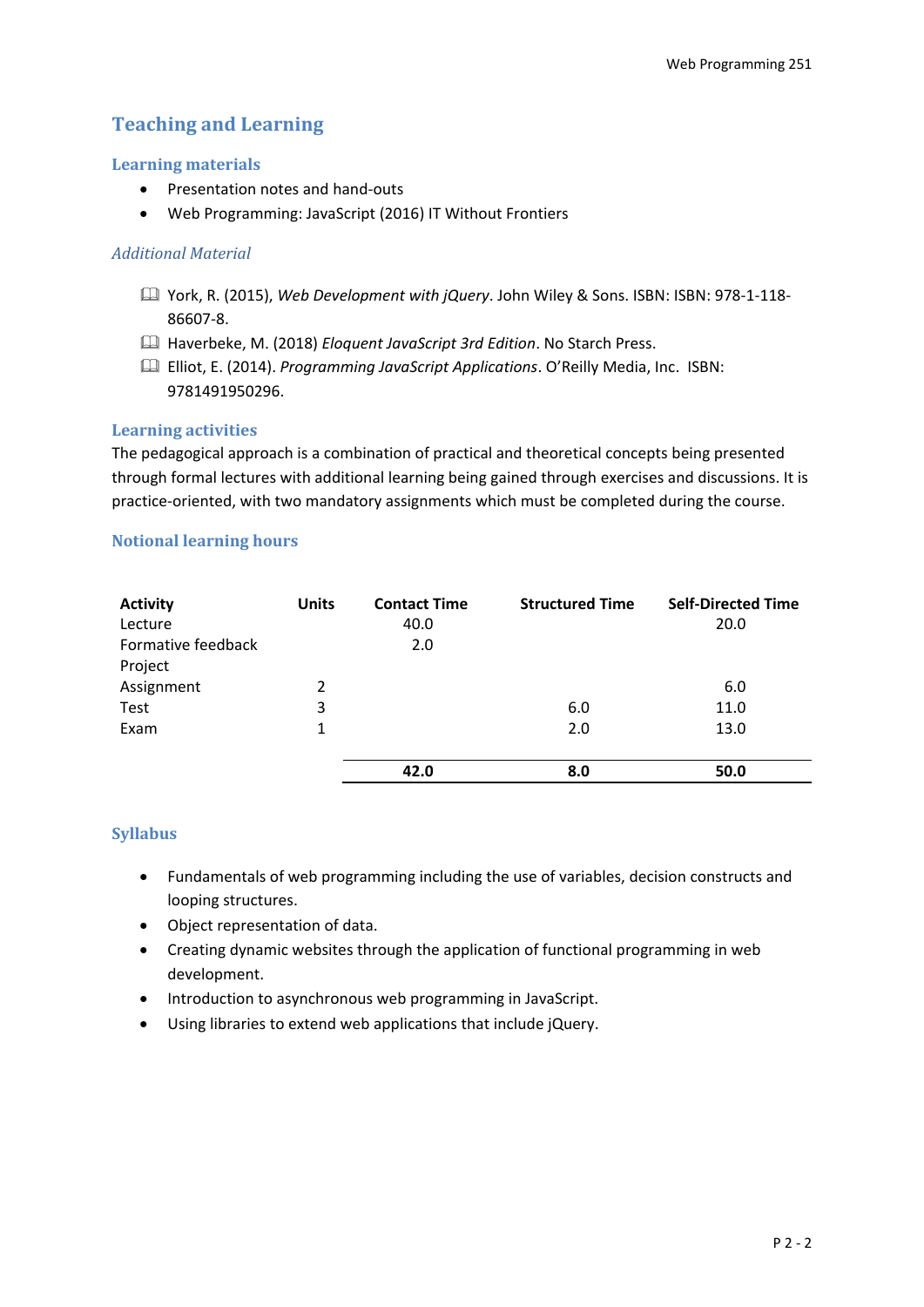## Teaching and Learning

### Learning materials

- Presentation notes and hand-outs
- Web Programming: JavaScript (2016) IT Without Frontiers

### *Additional Material*

- York, R. (2015), *Web Development with jQuery*. John Wiley & Sons. ISBN: ISBN: 978-1-118-86607-8.
- Haverbeke, M. (2018) *Eloquent JavaScript 3rd Edition*. No Starch Press.
- Elliot, E. (2014). *Programming JavaScript Applications*. O'Reilly Media, Inc. ISBN: 9781491950296.

### Learning activities

The pedagogical approach is a combination of practical and theoretical concepts being presented through formal lectures with additional learning being gained through exercises and discussions. It is practice-oriented, with two mandatory assignments which must be completed during the course.

### Notional learning hours

| Activity | Units | Contact Time | Structured Time | Self-Directed Time |
|---|---|---|---|---|
| Lecture | | 40.0 | | 20.0 |
| Formative feedback | | 2.0 | | |
| Project | | | | |
| Assignment | 2 | | | 6.0 |
| Test | 3 | | 6.0 | 11.0 |
| Exam | 1 | | 2.0 | 13.0 |
| | | **42.0** | **8.0** | **50.0** |

### Syllabus

- Fundamentals of web programming including the use of variables, decision constructs and looping structures.
- Object representation of data.
- Creating dynamic websites through the application of functional programming in web development.
- Introduction to asynchronous web programming in JavaScript.
- Using libraries to extend web applications that include jQuery.